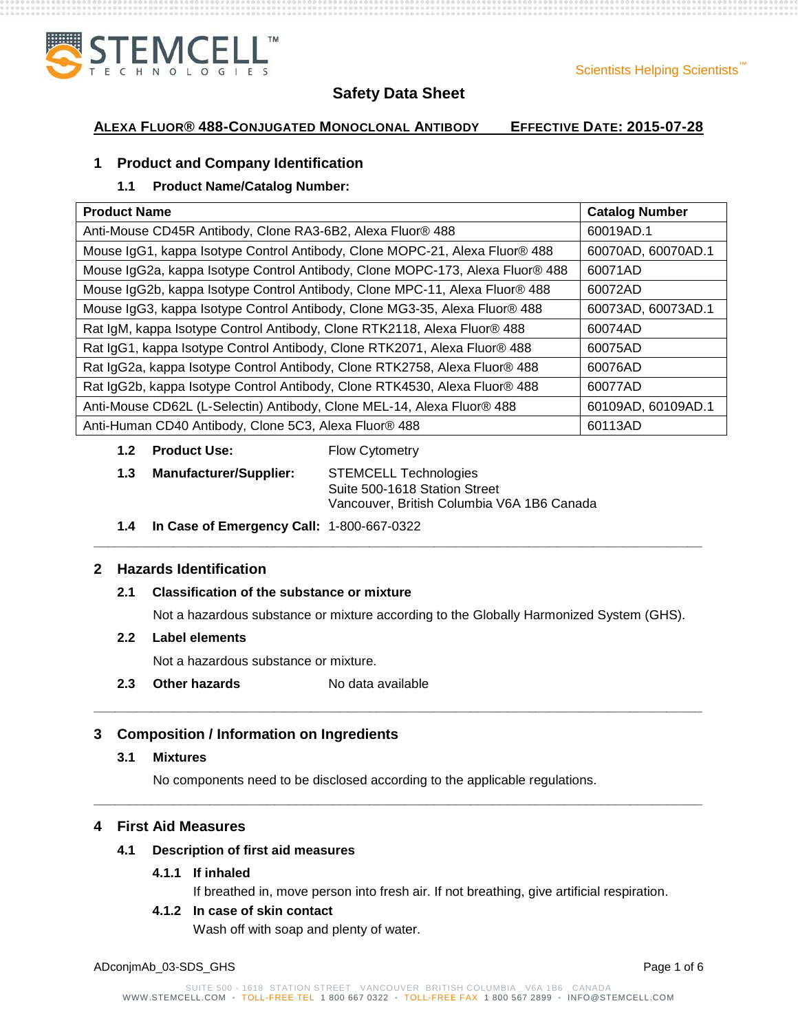# Safety Data Sheet

**ALEXA FLUOR® 488-CONJUGATED MONOCLONAL ANTIBODY** **EFFECTIVE DATE: 2015-07-28**

## 1 Product and Company Identification

### 1.1 Product Name/Catalog Number:

| Product Name | Catalog Number |
|---|---|
| Anti-Mouse CD45R Antibody, Clone RA3-6B2, Alexa Fluor® 488 | 60019AD.1 |
| Mouse IgG1, kappa Isotype Control Antibody, Clone MOPC-21, Alexa Fluor® 488 | 60070AD, 60070AD.1 |
| Mouse IgG2a, kappa Isotype Control Antibody, Clone MOPC-173, Alexa Fluor® 488 | 60071AD |
| Mouse IgG2b, kappa Isotype Control Antibody, Clone MPC-11, Alexa Fluor® 488 | 60072AD |
| Mouse IgG3, kappa Isotype Control Antibody, Clone MG3-35, Alexa Fluor® 488 | 60073AD, 60073AD.1 |
| Rat IgM, kappa Isotype Control Antibody, Clone RTK2118, Alexa Fluor® 488 | 60074AD |
| Rat IgG1, kappa Isotype Control Antibody, Clone RTK2071, Alexa Fluor® 488 | 60075AD |
| Rat IgG2a, kappa Isotype Control Antibody, Clone RTK2758, Alexa Fluor® 488 | 60076AD |
| Rat IgG2b, kappa Isotype Control Antibody, Clone RTK4530, Alexa Fluor® 488 | 60077AD |
| Anti-Mouse CD62L (L-Selectin) Antibody, Clone MEL-14, Alexa Fluor® 488 | 60109AD, 60109AD.1 |
| Anti-Human CD40 Antibody, Clone 5C3, Alexa Fluor® 488 | 60113AD |

**1.2 Product Use:** Flow Cytometry

**1.3 Manufacturer/Supplier:** STEMCELL Technologies
Suite 500-1618 Station Street
Vancouver, British Columbia V6A 1B6 Canada

**1.4 In Case of Emergency Call:** 1-800-667-0322

## 2 Hazards Identification

### 2.1 Classification of the substance or mixture

Not a hazardous substance or mixture according to the Globally Harmonized System (GHS).

### 2.2 Label elements

Not a hazardous substance or mixture.

**2.3 Other hazards** No data available

## 3 Composition / Information on Ingredients

### 3.1 Mixtures

No components need to be disclosed according to the applicable regulations.

## 4 First Aid Measures

### 4.1 Description of first aid measures

#### 4.1.1 If inhaled

If breathed in, move person into fresh air. If not breathing, give artificial respiration.

#### 4.1.2 In case of skin contact

Wash off with soap and plenty of water.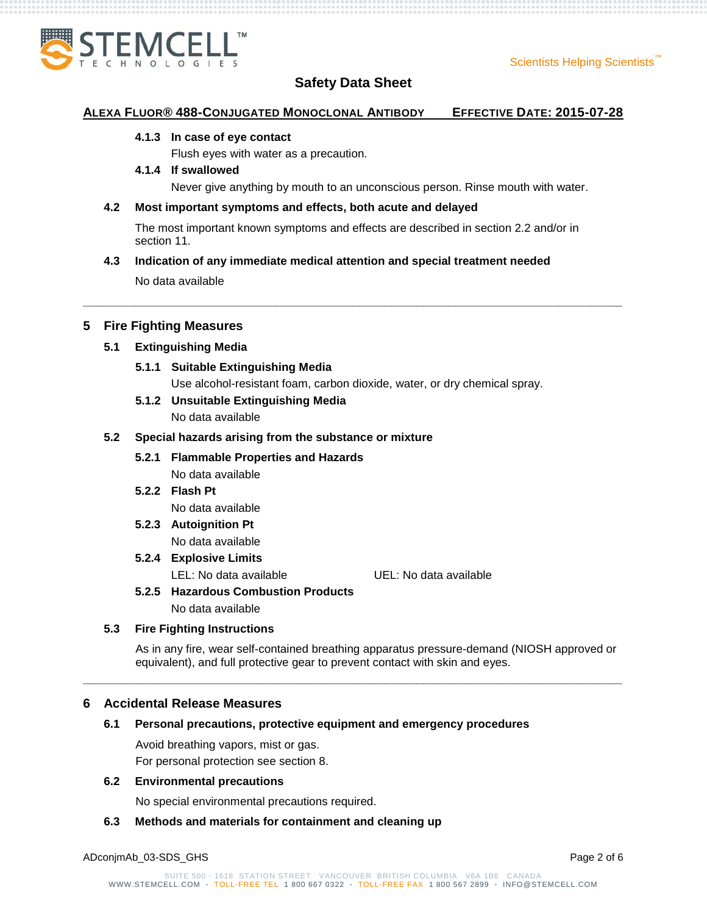#### 4.1.3 In case of eye contact

Flush eyes with water as a precaution.

#### 4.1.4 If swallowed

Never give anything by mouth to an unconscious person. Rinse mouth with water.

### 4.2 Most important symptoms and effects, both acute and delayed

The most important known symptoms and effects are described in section 2.2 and/or in section 11.

### 4.3 Indication of any immediate medical attention and special treatment needed

No data available

---

## 5 Fire Fighting Measures

### 5.1 Extinguishing Media

#### 5.1.1 Suitable Extinguishing Media

Use alcohol-resistant foam, carbon dioxide, water, or dry chemical spray.

#### 5.1.2 Unsuitable Extinguishing Media

No data available

### 5.2 Special hazards arising from the substance or mixture

#### 5.2.1 Flammable Properties and Hazards

No data available

#### 5.2.2 Flash Pt

No data available

#### 5.2.3 Autoignition Pt

No data available

#### 5.2.4 Explosive Limits

LEL: No data available UEL: No data available

#### 5.2.5 Hazardous Combustion Products

No data available

### 5.3 Fire Fighting Instructions

As in any fire, wear self-contained breathing apparatus pressure-demand (NIOSH approved or equivalent), and full protective gear to prevent contact with skin and eyes.

---

## 6 Accidental Release Measures

### 6.1 Personal precautions, protective equipment and emergency procedures

Avoid breathing vapors, mist or gas.
For personal protection see section 8.

### 6.2 Environmental precautions

No special environmental precautions required.

### 6.3 Methods and materials for containment and cleaning up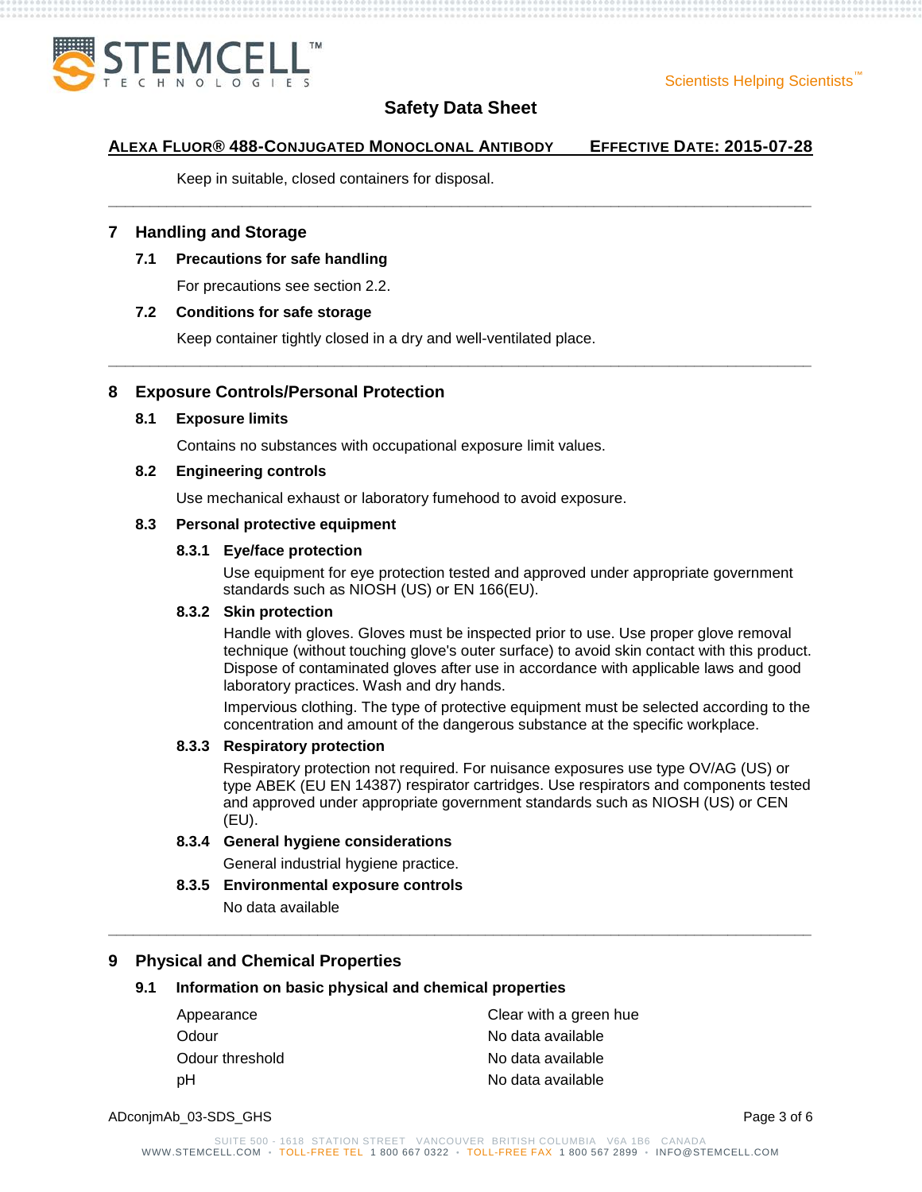Keep in suitable, closed containers for disposal.

---

## 7 Handling and Storage

### 7.1 Precautions for safe handling

For precautions see section 2.2.

### 7.2 Conditions for safe storage

Keep container tightly closed in a dry and well-ventilated place.

---

## 8 Exposure Controls/Personal Protection

### 8.1 Exposure limits

Contains no substances with occupational exposure limit values.

### 8.2 Engineering controls

Use mechanical exhaust or laboratory fumehood to avoid exposure.

### 8.3 Personal protective equipment

#### 8.3.1 Eye/face protection

Use equipment for eye protection tested and approved under appropriate government standards such as NIOSH (US) or EN 166(EU).

#### 8.3.2 Skin protection

Handle with gloves. Gloves must be inspected prior to use. Use proper glove removal technique (without touching glove's outer surface) to avoid skin contact with this product. Dispose of contaminated gloves after use in accordance with applicable laws and good laboratory practices. Wash and dry hands.

Impervious clothing. The type of protective equipment must be selected according to the concentration and amount of the dangerous substance at the specific workplace.

#### 8.3.3 Respiratory protection

Respiratory protection not required. For nuisance exposures use type OV/AG (US) or type ABEK (EU EN 14387) respirator cartridges. Use respirators and components tested and approved under appropriate government standards such as NIOSH (US) or CEN (EU).

#### 8.3.4 General hygiene considerations

General industrial hygiene practice.

#### 8.3.5 Environmental exposure controls

No data available

---

## 9 Physical and Chemical Properties

### 9.1 Information on basic physical and chemical properties

| | |
|---|---|
| Appearance | Clear with a green hue |
| Odour | No data available |
| Odour threshold | No data available |
| pH | No data available |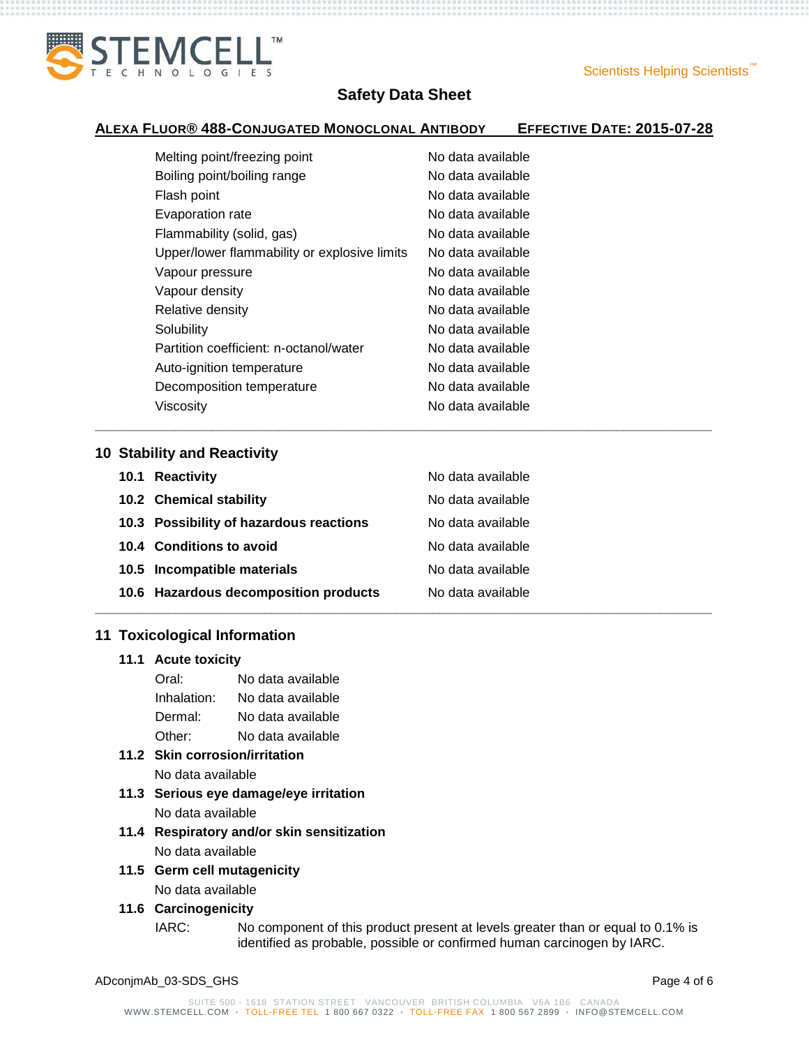| Property | Value |
|---|---|
| Melting point/freezing point | No data available |
| Boiling point/boiling range | No data available |
| Flash point | No data available |
| Evaporation rate | No data available |
| Flammability (solid, gas) | No data available |
| Upper/lower flammability or explosive limits | No data available |
| Vapour pressure | No data available |
| Vapour density | No data available |
| Relative density | No data available |
| Solubility | No data available |
| Partition coefficient: n-octanol/water | No data available |
| Auto-ignition temperature | No data available |
| Decomposition temperature | No data available |
| Viscosity | No data available |

## 10 Stability and Reactivity

| | |
|---|---|
| **10.1 Reactivity** | No data available |
| **10.2 Chemical stability** | No data available |
| **10.3 Possibility of hazardous reactions** | No data available |
| **10.4 Conditions to avoid** | No data available |
| **10.5 Incompatible materials** | No data available |
| **10.6 Hazardous decomposition products** | No data available |

## 11 Toxicological Information

### 11.1 Acute toxicity

| | |
|---|---|
| Oral: | No data available |
| Inhalation: | No data available |
| Dermal: | No data available |
| Other: | No data available |

### 11.2 Skin corrosion/irritation

No data available

### 11.3 Serious eye damage/eye irritation

No data available

### 11.4 Respiratory and/or skin sensitization

No data available

### 11.5 Germ cell mutagenicity

No data available

### 11.6 Carcinogenicity

IARC: No component of this product present at levels greater than or equal to 0.1% is identified as probable, possible or confirmed human carcinogen by IARC.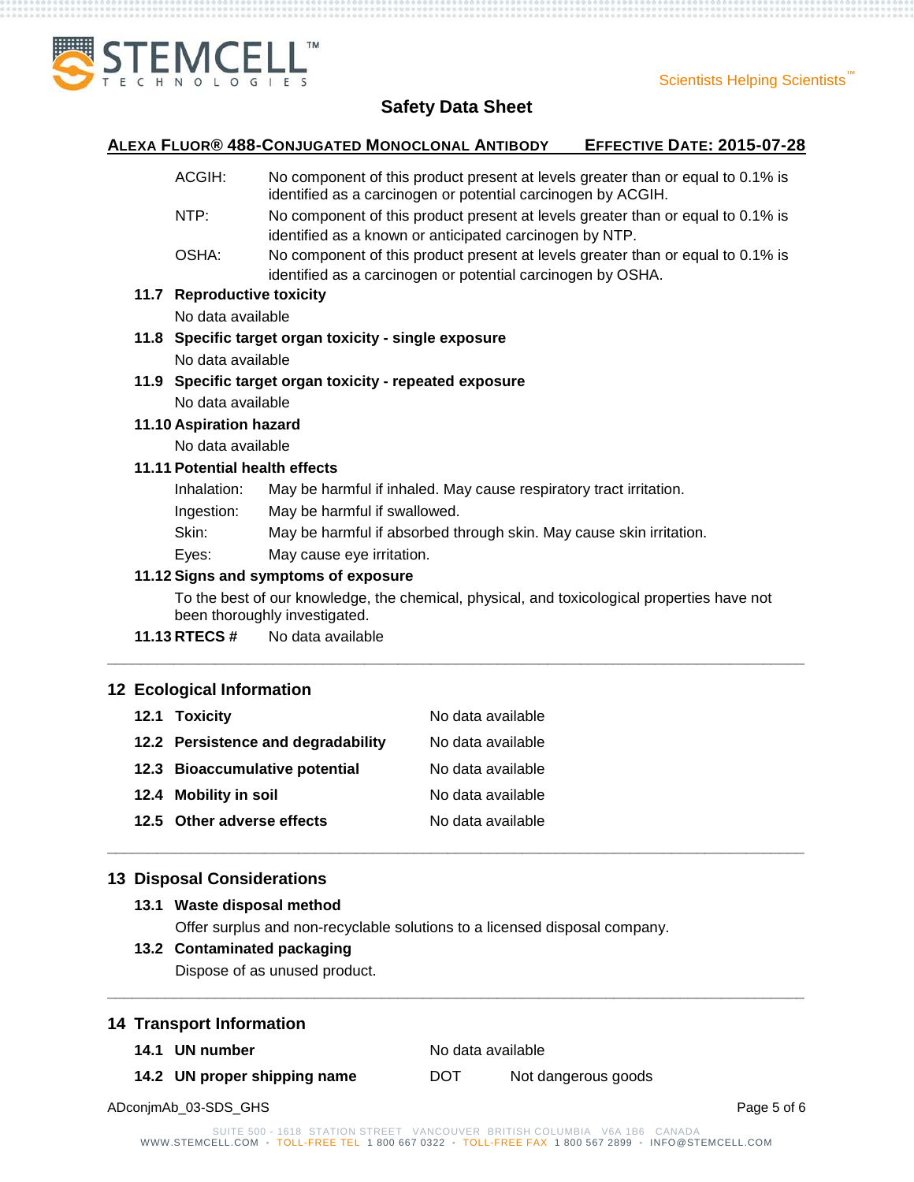| | |
|---|---|
| ACGIH: | No component of this product present at levels greater than or equal to 0.1% is identified as a carcinogen or potential carcinogen by ACGIH. |
| NTP: | No component of this product present at levels greater than or equal to 0.1% is identified as a known or anticipated carcinogen by NTP. |
| OSHA: | No component of this product present at levels greater than or equal to 0.1% is identified as a carcinogen or potential carcinogen by OSHA. |

### 11.7 Reproductive toxicity

No data available

### 11.8 Specific target organ toxicity - single exposure

No data available

### 11.9 Specific target organ toxicity - repeated exposure

No data available

### 11.10 Aspiration hazard

No data available

### 11.11 Potential health effects

| | |
|---|---|
| Inhalation: | May be harmful if inhaled. May cause respiratory tract irritation. |
| Ingestion: | May be harmful if swallowed. |
| Skin: | May be harmful if absorbed through skin. May cause skin irritation. |
| Eyes: | May cause eye irritation. |

### 11.12 Signs and symptoms of exposure

To the best of our knowledge, the chemical, physical, and toxicological properties have not been thoroughly investigated.

**11.13 RTECS #** No data available

## 12 Ecological Information

| | |
|---|---|
| **12.1 Toxicity** | No data available |
| **12.2 Persistence and degradability** | No data available |
| **12.3 Bioaccumulative potential** | No data available |
| **12.4 Mobility in soil** | No data available |
| **12.5 Other adverse effects** | No data available |

## 13 Disposal Considerations

### 13.1 Waste disposal method

Offer surplus and non-recyclable solutions to a licensed disposal company.

### 13.2 Contaminated packaging

Dispose of as unused product.

## 14 Transport Information

| | | |
|---|---|---|
| **14.1 UN number** | No data available | |
| **14.2 UN proper shipping name** | DOT | Not dangerous goods |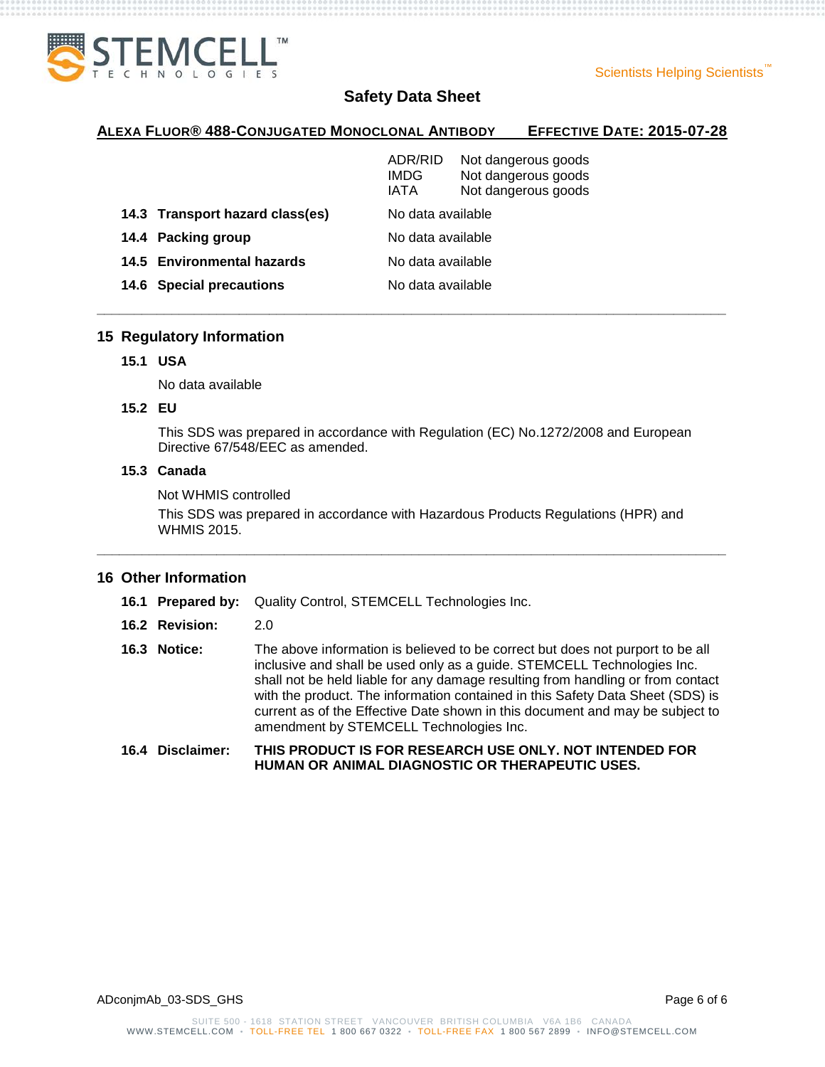| | |
|---|---|
| ADR/RID | Not dangerous goods |
| IMDG | Not dangerous goods |
| IATA | Not dangerous goods |

**14.3 Transport hazard class(es)** No data available

**14.4 Packing group** No data available

**14.5 Environmental hazards** No data available

**14.6 Special precautions** No data available

## 15 Regulatory Information

### 15.1 USA

No data available

### 15.2 EU

This SDS was prepared in accordance with Regulation (EC) No.1272/2008 and European Directive 67/548/EEC as amended.

### 15.3 Canada

Not WHMIS controlled

This SDS was prepared in accordance with Hazardous Products Regulations (HPR) and WHMIS 2015.

## 16 Other Information

**16.1 Prepared by:** Quality Control, STEMCELL Technologies Inc.

**16.2 Revision:** 2.0

**16.3 Notice:** The above information is believed to be correct but does not purport to be all inclusive and shall be used only as a guide. STEMCELL Technologies Inc. shall not be held liable for any damage resulting from handling or from contact with the product. The information contained in this Safety Data Sheet (SDS) is current as of the Effective Date shown in this document and may be subject to amendment by STEMCELL Technologies Inc.

**16.4 Disclaimer:** **THIS PRODUCT IS FOR RESEARCH USE ONLY. NOT INTENDED FOR HUMAN OR ANIMAL DIAGNOSTIC OR THERAPEUTIC USES.**